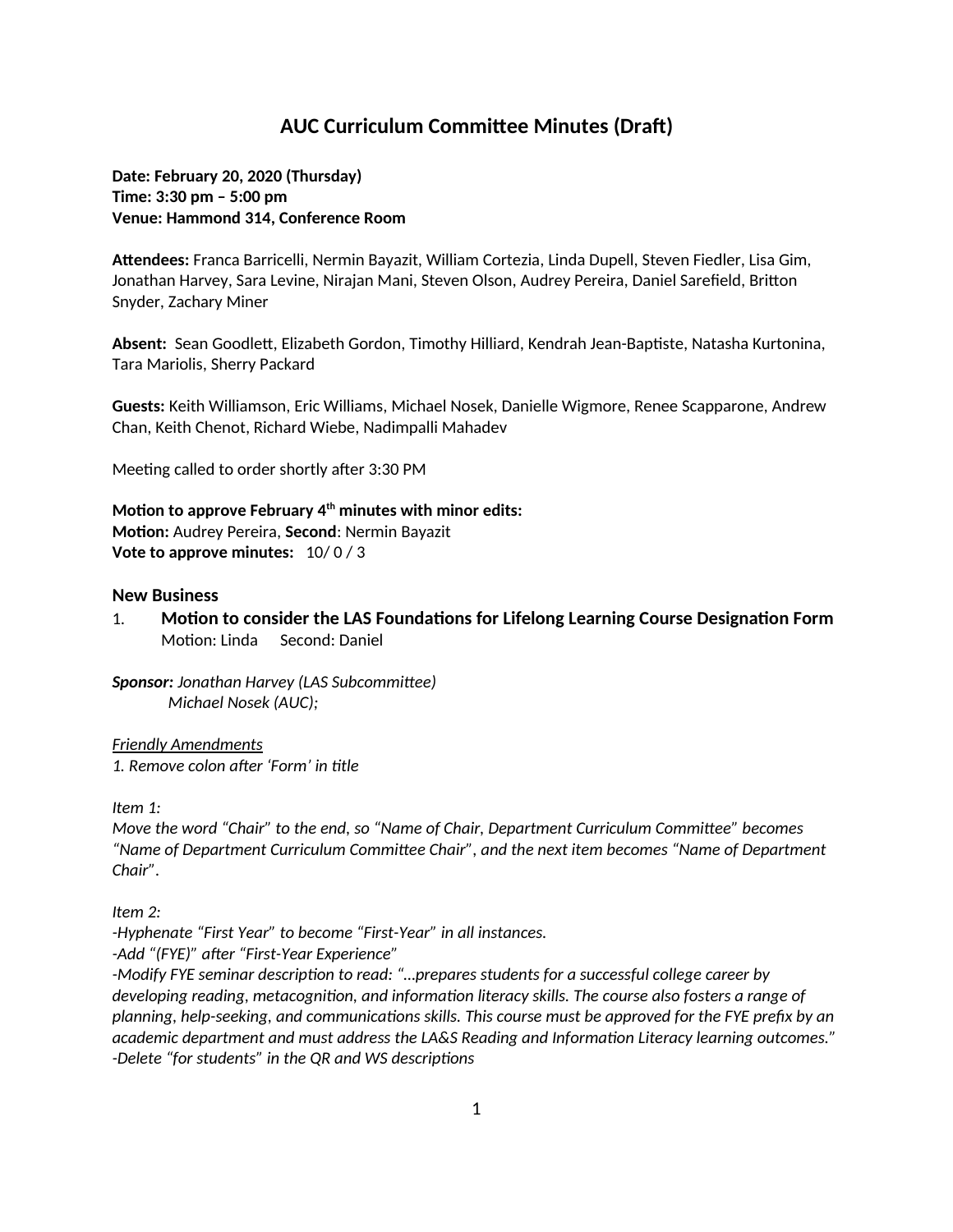# AUC Curriculum Committee Minutes (Draft)

**Date: February 20, 2020 (Thursday)**
**Time: 3:30 pm – 5:00 pm**
**Venue: Hammond 314, Conference Room**

**Attendees:** Franca Barricelli, Nermin Bayazit, William Cortezia, Linda Dupell, Steven Fiedler, Lisa Gim, Jonathan Harvey, Sara Levine, Nirajan Mani, Steven Olson, Audrey Pereira, Daniel Sarefield, Britton Snyder, Zachary Miner

**Absent:** Sean Goodlett, Elizabeth Gordon, Timothy Hilliard, Kendrah Jean-Baptiste, Natasha Kurtonina, Tara Mariolis, Sherry Packard

**Guests:** Keith Williamson, Eric Williams, Michael Nosek, Danielle Wigmore, Renee Scapparone, Andrew Chan, Keith Chenot, Richard Wiebe, Nadimpalli Mahadev

Meeting called to order shortly after 3:30 PM

**Motion to approve February 4th minutes with minor edits:**
**Motion:** Audrey Pereira, **Second**: Nermin Bayazit
**Vote to approve minutes:** 10/ 0 / 3

## New Business

1. **Motion to consider the LAS Foundations for Lifelong Learning Course Designation Form**
   Motion: Linda Second: Daniel

***Sponsor:*** *Jonathan Harvey (LAS Subcommittee)*
*Michael Nosek (AUC);*

*Friendly Amendments*
*1. Remove colon after 'Form' in title*

*Item 1:*
*Move the word "Chair" to the end, so "Name of Chair, Department Curriculum Committee" becomes "Name of Department Curriculum Committee Chair", and the next item becomes "Name of Department Chair".*

*Item 2:*
*-Hyphenate "First Year" to become "First-Year" in all instances.*
*-Add "(FYE)" after "First-Year Experience"*
*-Modify FYE seminar description to read: "…prepares students for a successful college career by developing reading, metacognition, and information literacy skills. The course also fosters a range of planning, help-seeking, and communications skills. This course must be approved for the FYE prefix by an academic department and must address the LA&S Reading and Information Literacy learning outcomes."*
*-Delete "for students" in the QR and WS descriptions*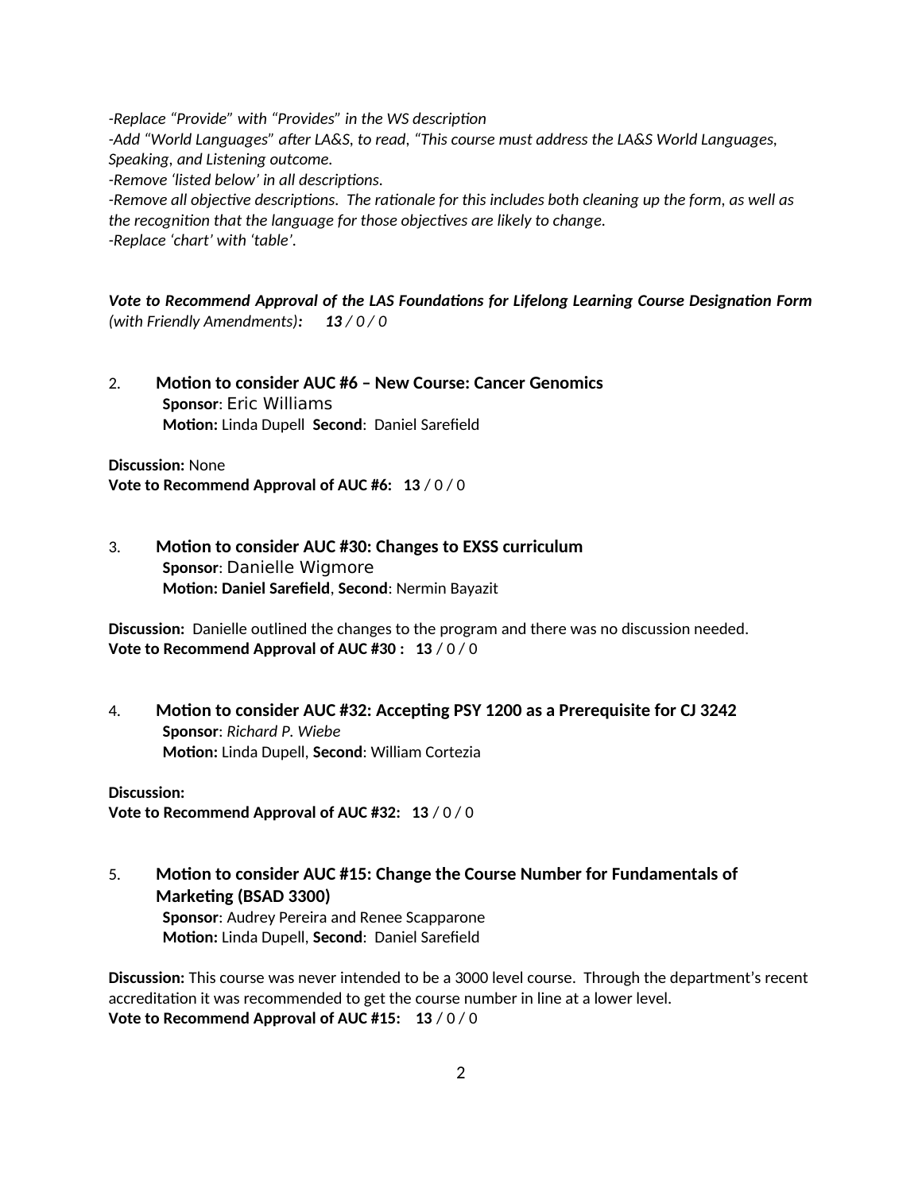*-Replace "Provide" with "Provides" in the WS description*
*-Add "World Languages" after LA&S, to read, "This course must address the LA&S World Languages, Speaking, and Listening outcome.*
*-Remove 'listed below' in all descriptions.*
*-Remove all objective descriptions. The rationale for this includes both cleaning up the form, as well as the recognition that the language for those objectives are likely to change.*
*-Replace 'chart' with 'table'.*

***Vote to Recommend Approval of the LAS Foundations for Lifelong Learning Course Designation Form*** *(with Friendly Amendments)**:*** ***13*** */ 0 / 0*

2. **Motion to consider AUC #6 – New Course: Cancer Genomics**
   **Sponsor**: Eric Williams
   **Motion:** Linda Dupell **Second**: Daniel Sarefield

**Discussion:** None
**Vote to Recommend Approval of AUC #6: 13** / 0 / 0

3. **Motion to consider AUC #30: Changes to EXSS curriculum**
   **Sponsor**: Danielle Wigmore
   **Motion: Daniel Sarefield**, **Second**: Nermin Bayazit

**Discussion:** Danielle outlined the changes to the program and there was no discussion needed.
**Vote to Recommend Approval of AUC #30 : 13** / 0 / 0

4. **Motion to consider AUC #32: Accepting PSY 1200 as a Prerequisite for CJ 3242**
   **Sponsor**: *Richard P. Wiebe*
   **Motion:** Linda Dupell, **Second**: William Cortezia

**Discussion:**
**Vote to Recommend Approval of AUC #32: 13** / 0 / 0

5. **Motion to consider AUC #15: Change the Course Number for Fundamentals of Marketing (BSAD 3300)**
   **Sponsor**: Audrey Pereira and Renee Scapparone
   **Motion:** Linda Dupell, **Second**: Daniel Sarefield

**Discussion:** This course was never intended to be a 3000 level course. Through the department's recent accreditation it was recommended to get the course number in line at a lower level.
**Vote to Recommend Approval of AUC #15: 13** / 0 / 0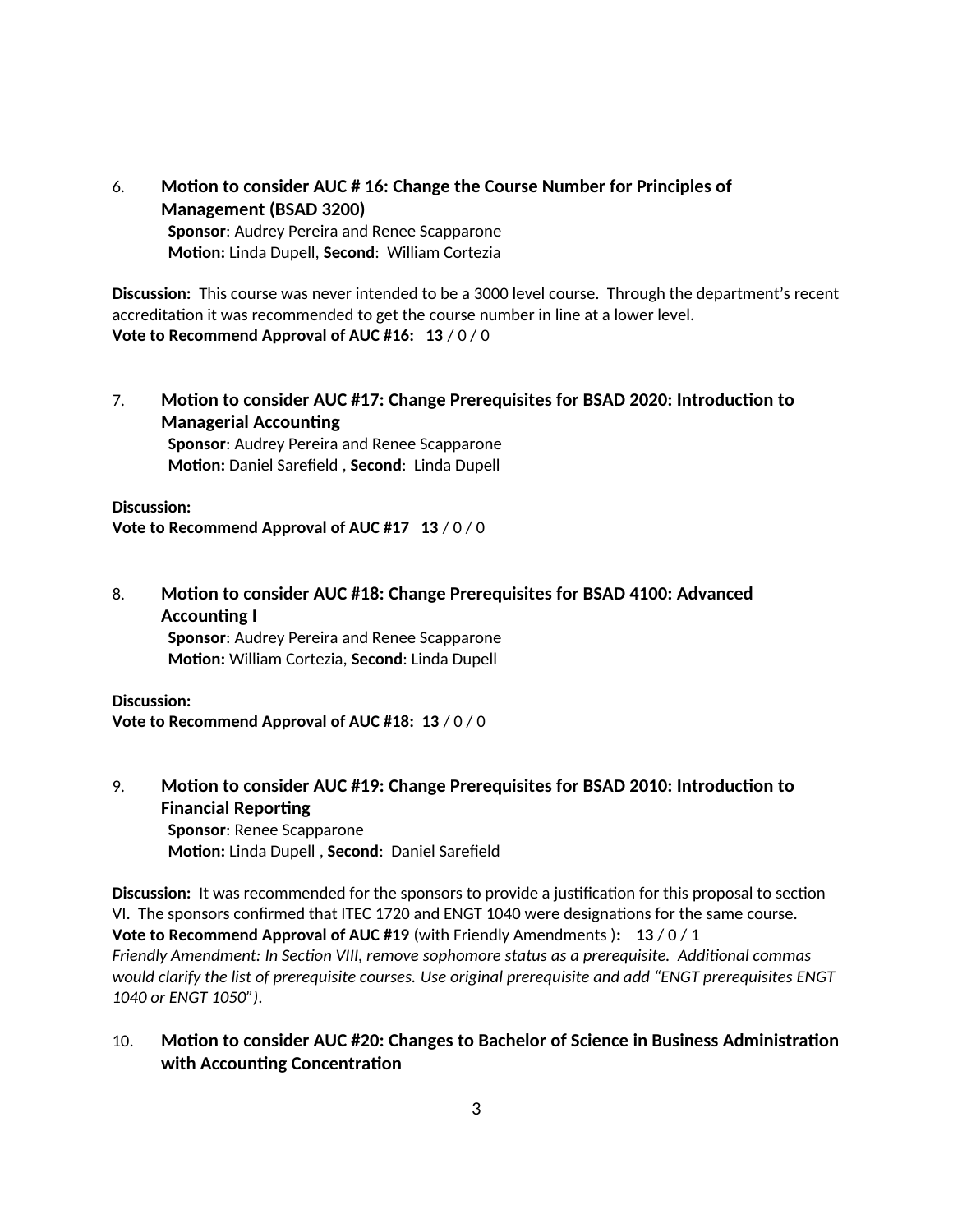6. **Motion to consider AUC # 16: Change the Course Number for Principles of Management (BSAD 3200)**
   **Sponsor**: Audrey Pereira and Renee Scapparone
   **Motion:** Linda Dupell, **Second**: William Cortezia

**Discussion:** This course was never intended to be a 3000 level course. Through the department's recent accreditation it was recommended to get the course number in line at a lower level.
**Vote to Recommend Approval of AUC #16: 13** / 0 / 0

7. **Motion to consider AUC #17: Change Prerequisites for BSAD 2020: Introduction to Managerial Accounting**
   **Sponsor**: Audrey Pereira and Renee Scapparone
   **Motion:** Daniel Sarefield , **Second**: Linda Dupell

**Discussion:**
**Vote to Recommend Approval of AUC #17 13** / 0 / 0

8. **Motion to consider AUC #18: Change Prerequisites for BSAD 4100: Advanced Accounting I**
   **Sponsor**: Audrey Pereira and Renee Scapparone
   **Motion:** William Cortezia, **Second**: Linda Dupell

**Discussion:**
**Vote to Recommend Approval of AUC #18: 13** / 0 / 0

9. **Motion to consider AUC #19: Change Prerequisites for BSAD 2010: Introduction to Financial Reporting**
   **Sponsor**: Renee Scapparone
   **Motion:** Linda Dupell , **Second**: Daniel Sarefield

**Discussion:** It was recommended for the sponsors to provide a justification for this proposal to section VI. The sponsors confirmed that ITEC 1720 and ENGT 1040 were designations for the same course.
**Vote to Recommend Approval of AUC #19** (with Friendly Amendments )**: 13** / 0 / 1
*Friendly Amendment: In Section VIII, remove sophomore status as a prerequisite. Additional commas would clarify the list of prerequisite courses. Use original prerequisite and add "ENGT prerequisites ENGT 1040 or ENGT 1050")*.

10. **Motion to consider AUC #20: Changes to Bachelor of Science in Business Administration with Accounting Concentration**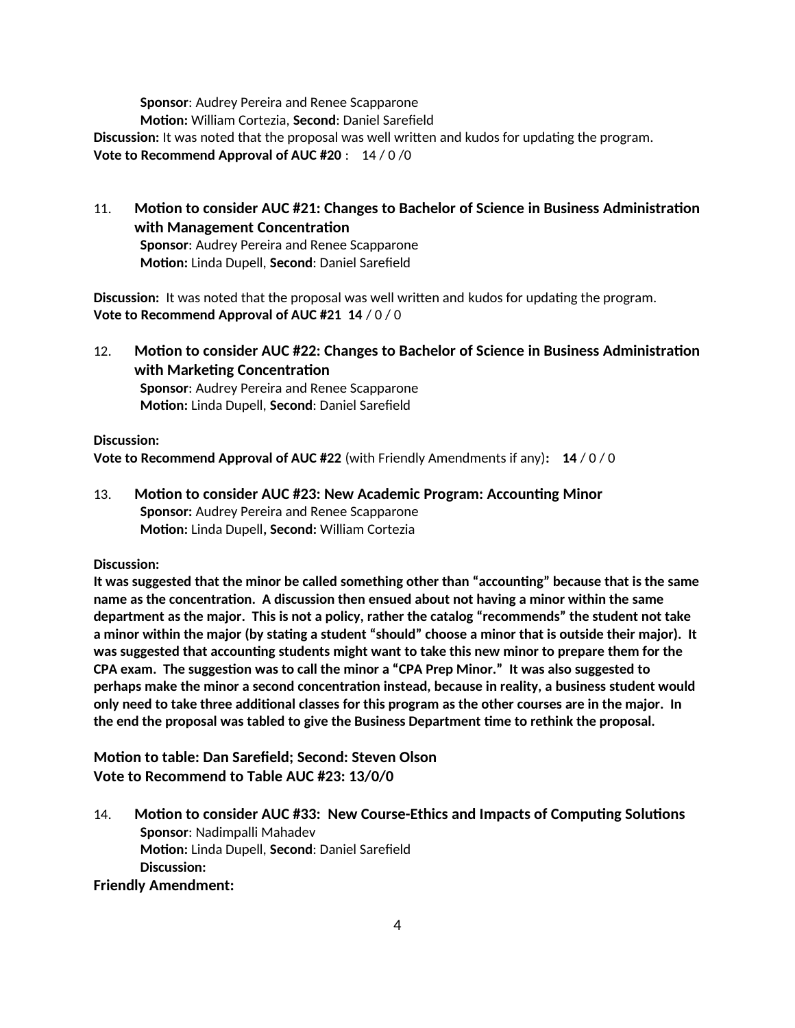**Sponsor**: Audrey Pereira and Renee Scapparone
**Motion:** William Cortezia, **Second**: Daniel Sarefield

**Discussion:** It was noted that the proposal was well written and kudos for updating the program.
**Vote to Recommend Approval of AUC #20** : 14 / 0 /0

11. **Motion to consider AUC #21: Changes to Bachelor of Science in Business Administration with Management Concentration**
    **Sponsor**: Audrey Pereira and Renee Scapparone
    **Motion:** Linda Dupell, **Second**: Daniel Sarefield

**Discussion:** It was noted that the proposal was well written and kudos for updating the program.
**Vote to Recommend Approval of AUC #21** **14** / 0 / 0

12. **Motion to consider AUC #22: Changes to Bachelor of Science in Business Administration with Marketing Concentration**
    **Sponsor**: Audrey Pereira and Renee Scapparone
    **Motion:** Linda Dupell, **Second**: Daniel Sarefield

**Discussion:**
**Vote to Recommend Approval of AUC #22** (with Friendly Amendments if any)**:** **14** / 0 / 0

13. **Motion to consider AUC #23: New Academic Program: Accounting Minor**
    **Sponsor:** Audrey Pereira and Renee Scapparone
    **Motion:** Linda Dupell**, Second:** William Cortezia

**Discussion:**
**It was suggested that the minor be called something other than "accounting" because that is the same name as the concentration. A discussion then ensued about not having a minor within the same department as the major. This is not a policy, rather the catalog "recommends" the student not take a minor within the major (by stating a student "should" choose a minor that is outside their major). It was suggested that accounting students might want to take this new minor to prepare them for the CPA exam. The suggestion was to call the minor a "CPA Prep Minor." It was also suggested to perhaps make the minor a second concentration instead, because in reality, a business student would only need to take three additional classes for this program as the other courses are in the major. In the end the proposal was tabled to give the Business Department time to rethink the proposal.**

**Motion to table: Dan Sarefield; Second: Steven Olson**
**Vote to Recommend to Table AUC #23: 13/0/0**

14. **Motion to consider AUC #33: New Course-Ethics and Impacts of Computing Solutions**
    **Sponsor**: Nadimpalli Mahadev
    **Motion:** Linda Dupell, **Second**: Daniel Sarefield
    **Discussion:**

**Friendly Amendment:**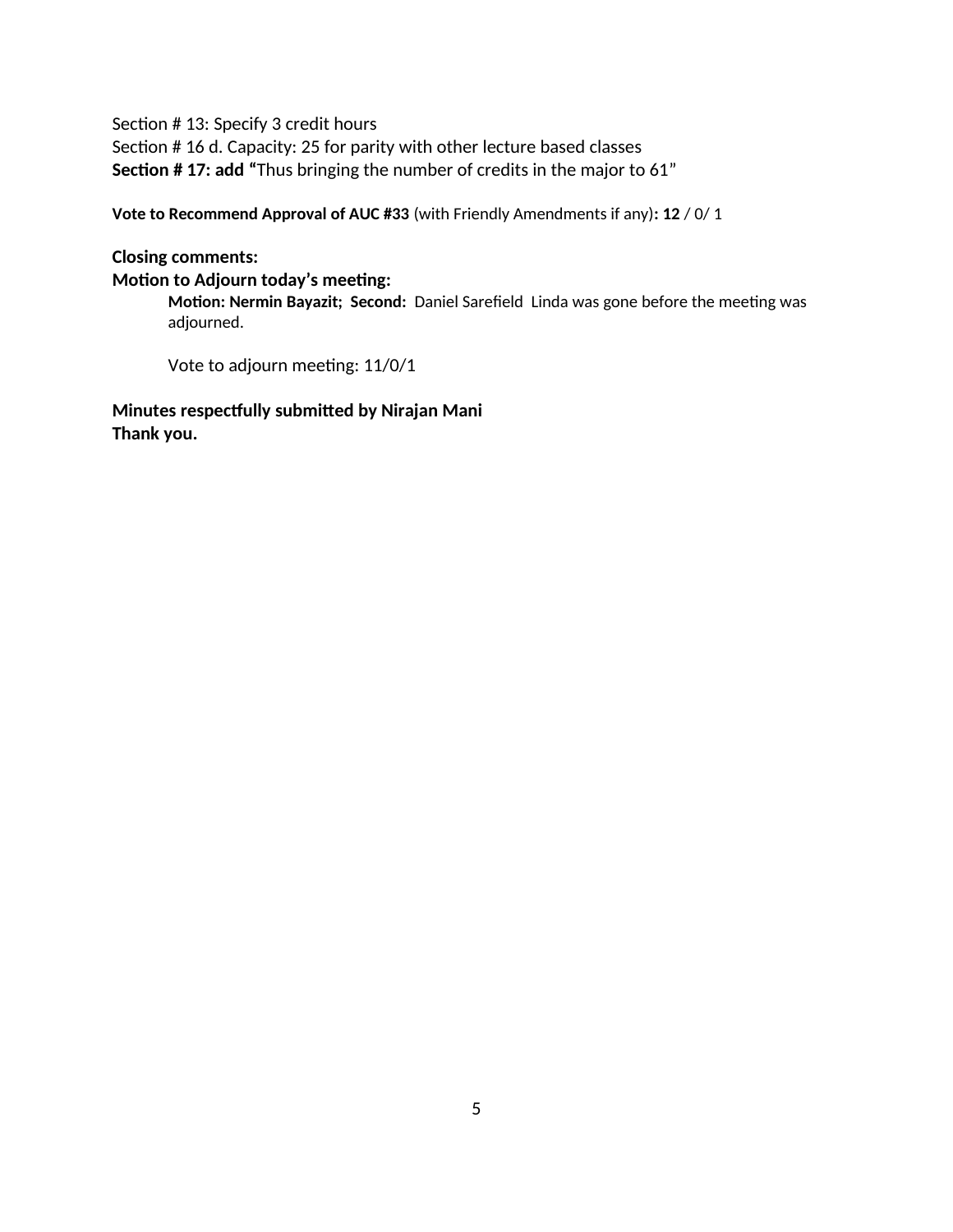Section # 13: Specify 3 credit hours
Section # 16 d. Capacity: 25 for parity with other lecture based classes
**Section # 17: add "**Thus bringing the number of credits in the major to 61"

**Vote to Recommend Approval of AUC #33** (with Friendly Amendments if any)**: 12** / 0/ 1

**Closing comments:**
**Motion to Adjourn today's meeting:**

> **Motion: Nermin Bayazit; Second:** Daniel Sarefield Linda was gone before the meeting was adjourned.
>
> Vote to adjourn meeting: 11/0/1

**Minutes respectfully submitted by Nirajan Mani**
**Thank you.**